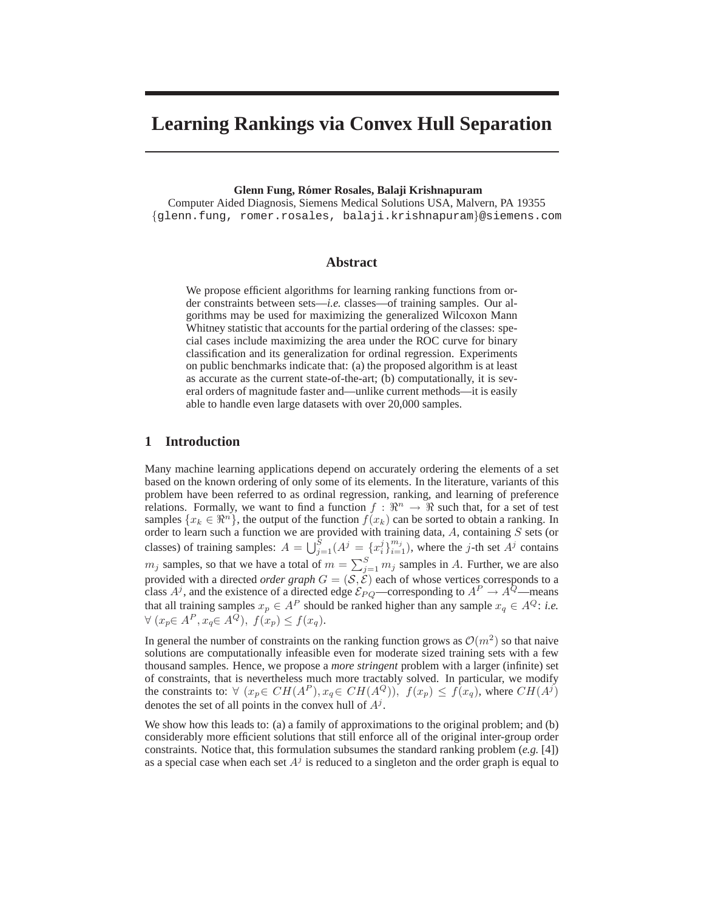# Learning Rankings via Convex Hull Separation

**Glenn Fung, Rómer Rosales, Balaji Krishnapuram**

Computer Aided Diagnosis, Siemens Medical Solutions USA, Malvern, PA 19355

{glenn.fung, romer.rosales, balaji.krishnapuram}@siemens.com

## Abstract

We propose efficient algorithms for learning ranking functions from order constraints between sets—*i.e.* classes—of training samples. Our algorithms may be used for maximizing the generalized Wilcoxon Mann Whitney statistic that accounts for the partial ordering of the classes: special cases include maximizing the area under the ROC curve for binary classification and its generalization for ordinal regression. Experiments on public benchmarks indicate that: (a) the proposed algorithm is at least as accurate as the current state-of-the-art; (b) computationally, it is several orders of magnitude faster and—unlike current methods—it is easily able to handle even large datasets with over 20,000 samples.

## 1 Introduction

Many machine learning applications depend on accurately ordering the elements of a set based on the known ordering of only some of its elements. In the literature, variants of this problem have been referred to as ordinal regression, ranking, and learning of preference relations. Formally, we want to find a function $f : \Re^n \rightarrow \Re$ such that, for a set of test samples $\{x_k \in \Re^n\}$, the output of the function $f(x_k)$ can be sorted to obtain a ranking. In order to learn such a function we are provided with training data, $A$, containing $S$ sets (or classes) of training samples: $A = \bigcup_{j=1}^{S}(A^j = \{x_i^j\}_{i=1}^{m_j})$, where the $j$-th set $A^j$ contains $m_j$ samples, so that we have a total of $m = \sum_{j=1}^{S} m_j$ samples in $A$. Further, we are also provided with a directed *order graph* $G = (\mathcal{S}, \mathcal{E})$ each of whose vertices corresponds to a class $A^j$, and the existence of a directed edge $\mathcal{E}_{PQ}$—corresponding to $A^P \rightarrow A^Q$—means that all training samples $x_p \in A^P$ should be ranked higher than any sample $x_q \in A^Q$: *i.e.* $\forall\ (x_p \in A^P, x_q \in A^Q),\ f(x_p) \leq f(x_q)$.

In general the number of constraints on the ranking function grows as $\mathcal{O}(m^2)$ so that naive solutions are computationally infeasible even for moderate sized training sets with a few thousand samples. Hence, we propose a *more stringent* problem with a larger (infinite) set of constraints, that is nevertheless much more tractably solved. In particular, we modify the constraints to: $\forall\ (x_p \in CH(A^P), x_q \in CH(A^Q)),\ f(x_p) \leq f(x_q)$, where $CH(A^j)$ denotes the set of all points in the convex hull of $A^j$.

We show how this leads to: (a) a family of approximations to the original problem; and (b) considerably more efficient solutions that still enforce all of the original inter-group order constraints. Notice that, this formulation subsumes the standard ranking problem (*e.g.* [4]) as a special case when each set $A^j$ is reduced to a singleton and the order graph is equal to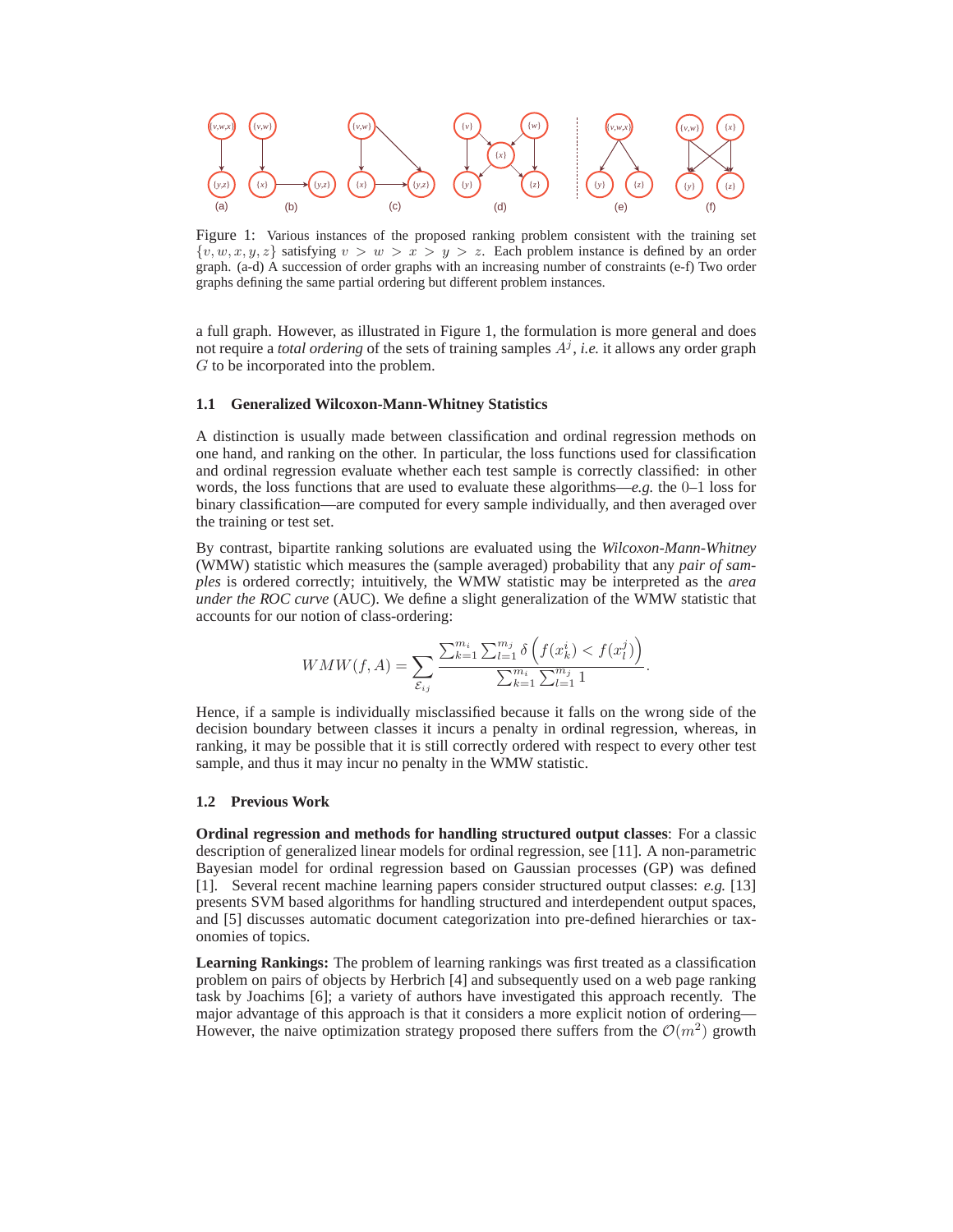Figure 1: Various instances of the proposed ranking problem consistent with the training set $\{v, w, x, y, z\}$ satisfying $v > w > x > y > z$. Each problem instance is defined by an order graph. (a-d) A succession of order graphs with an increasing number of constraints (e-f) Two order graphs defining the same partial ordering but different problem instances.

a full graph. However, as illustrated in Figure 1, the formulation is more general and does not require a *total ordering* of the sets of training samples $A^j$, *i.e.* it allows any order graph $G$ to be incorporated into the problem.

### 1.1 Generalized Wilcoxon-Mann-Whitney Statistics

A distinction is usually made between classification and ordinal regression methods on one hand, and ranking on the other. In particular, the loss functions used for classification and ordinal regression evaluate whether each test sample is correctly classified: in other words, the loss functions that are used to evaluate these algorithms—*e.g.* the 0–1 loss for binary classification—are computed for every sample individually, and then averaged over the training or test set.

By contrast, bipartite ranking solutions are evaluated using the *Wilcoxon-Mann-Whitney* (WMW) statistic which measures the (sample averaged) probability that any *pair of samples* is ordered correctly; intuitively, the WMW statistic may be interpreted as the *area under the ROC curve* (AUC). We define a slight generalization of the WMW statistic that accounts for our notion of class-ordering:

$$WMW(f, A) = \sum_{\mathcal{E}_{ij}} \frac{\sum_{k=1}^{m_i} \sum_{l=1}^{m_j} \delta\left(f(x_k^i) < f(x_l^j)\right)}{\sum_{k=1}^{m_i} \sum_{l=1}^{m_j} 1}.$$

Hence, if a sample is individually misclassified because it falls on the wrong side of the decision boundary between classes it incurs a penalty in ordinal regression, whereas, in ranking, it may be possible that it is still correctly ordered with respect to every other test sample, and thus it may incur no penalty in the WMW statistic.

### 1.2 Previous Work

**Ordinal regression and methods for handling structured output classes**: For a classic description of generalized linear models for ordinal regression, see [11]. A non-parametric Bayesian model for ordinal regression based on Gaussian processes (GP) was defined [1]. Several recent machine learning papers consider structured output classes: *e.g.* [13] presents SVM based algorithms for handling structured and interdependent output spaces, and [5] discusses automatic document categorization into pre-defined hierarchies or taxonomies of topics.

**Learning Rankings:** The problem of learning rankings was first treated as a classification problem on pairs of objects by Herbrich [4] and subsequently used on a web page ranking task by Joachims [6]; a variety of authors have investigated this approach recently. The major advantage of this approach is that it considers a more explicit notion of ordering—However, the naive optimization strategy proposed there suffers from the $\mathcal{O}(m^2)$ growth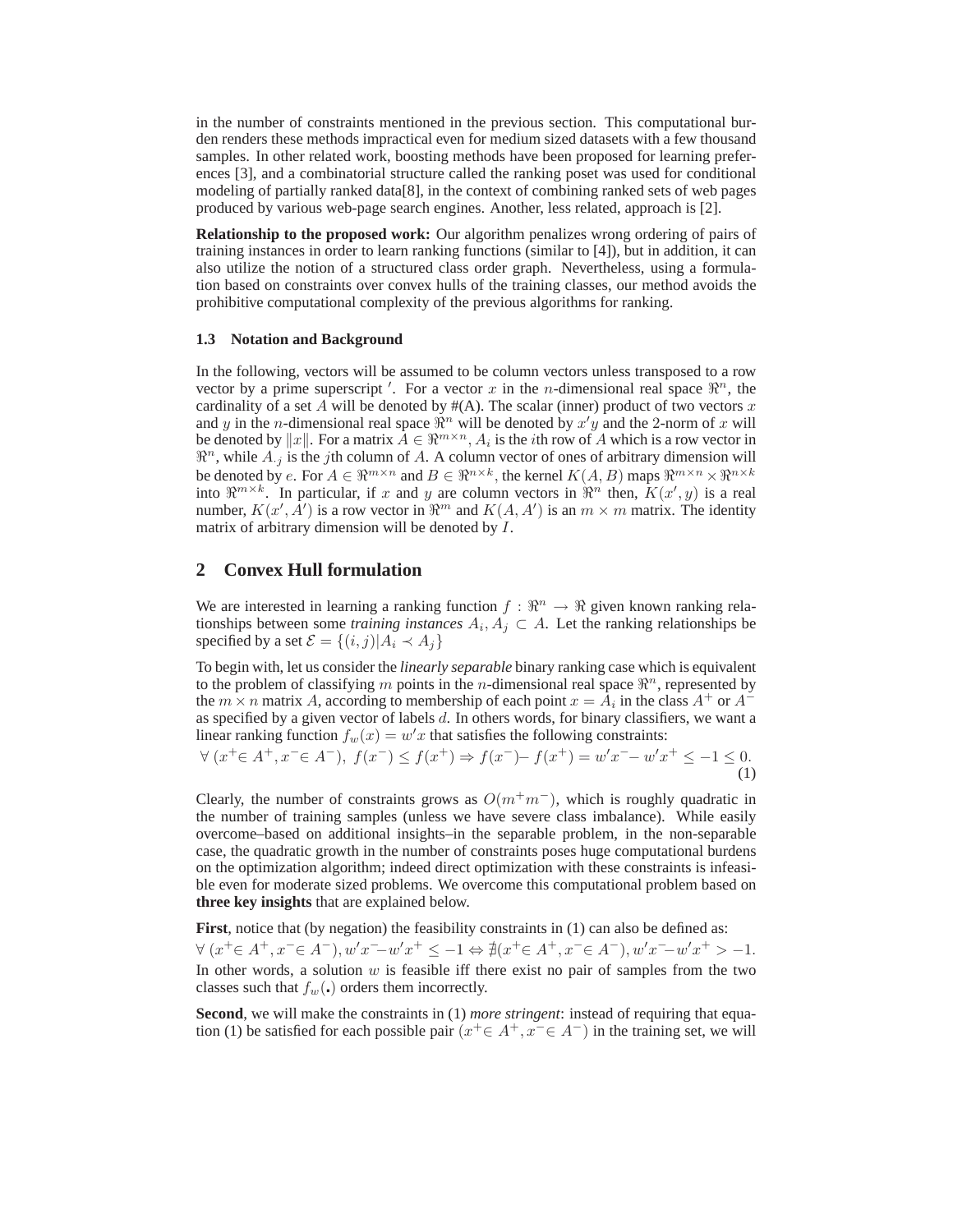in the number of constraints mentioned in the previous section. This computational burden renders these methods impractical even for medium sized datasets with a few thousand samples. In other related work, boosting methods have been proposed for learning preferences [3], and a combinatorial structure called the ranking poset was used for conditional modeling of partially ranked data[8], in the context of combining ranked sets of web pages produced by various web-page search engines. Another, less related, approach is [2].

**Relationship to the proposed work:** Our algorithm penalizes wrong ordering of pairs of training instances in order to learn ranking functions (similar to [4]), but in addition, it can also utilize the notion of a structured class order graph. Nevertheless, using a formulation based on constraints over convex hulls of the training classes, our method avoids the prohibitive computational complexity of the previous algorithms for ranking.

### 1.3 Notation and Background

In the following, vectors will be assumed to be column vectors unless transposed to a row vector by a prime superscript $'$. For a vector $x$ in the $n$-dimensional real space $\Re^n$, the cardinality of a set $A$ will be denoted by #(A). The scalar (inner) product of two vectors $x$ and $y$ in the $n$-dimensional real space $\Re^n$ will be denoted by $x'y$ and the 2-norm of $x$ will be denoted by $\|x\|$. For a matrix $A \in \Re^{m \times n}$, $A_i$ is the $i$th row of $A$ which is a row vector in $\Re^n$, while $A_{\cdot j}$ is the $j$th column of $A$. A column vector of ones of arbitrary dimension will be denoted by $e$. For $A \in \Re^{m \times n}$ and $B \in \Re^{n \times k}$, the kernel $K(A, B)$ maps $\Re^{m \times n} \times \Re^{n \times k}$ into $\Re^{m \times k}$. In particular, if $x$ and $y$ are column vectors in $\Re^n$ then, $K(x', y)$ is a real number, $K(x', A')$ is a row vector in $\Re^m$ and $K(A, A')$ is an $m \times m$ matrix. The identity matrix of arbitrary dimension will be denoted by $I$.

## 2 Convex Hull formulation

We are interested in learning a ranking function $f : \Re^n \to \Re$ given known ranking relationships between some *training instances* $A_i, A_j \subset A$. Let the ranking relationships be specified by a set $\mathcal{E} = \{(i, j) | A_i \prec A_j\}$

To begin with, let us consider the *linearly separable* binary ranking case which is equivalent to the problem of classifying $m$ points in the $n$-dimensional real space $\Re^n$, represented by the $m \times n$ matrix $A$, according to membership of each point $x = A_i$ in the class $A^+$ or $A^-$ as specified by a given vector of labels $d$. In others words, for binary classifiers, we want a linear ranking function $f_w(x) = w'x$ that satisfies the following constraints:

$$\forall\ (x^+ \in A^+, x^- \in A^-),\ f(x^-) \leq f(x^+) \Rightarrow f(x^-) - f(x^+) = w'x^- - w'x^+ \leq -1 \leq 0. \tag{1}$$

Clearly, the number of constraints grows as $O(m^+ m^-)$, which is roughly quadratic in the number of training samples (unless we have severe class imbalance). While easily overcome–based on additional insights–in the separable problem, in the non-separable case, the quadratic growth in the number of constraints poses huge computational burdens on the optimization algorithm; indeed direct optimization with these constraints is infeasible even for moderate sized problems. We overcome this computational problem based on **three key insights** that are explained below.

**First**, notice that (by negation) the feasibility constraints in (1) can also be defined as:

$\forall\ (x^+ \in A^+, x^- \in A^-), w'x^- - w'x^+ \leq -1 \Leftrightarrow \nexists (x^+ \in A^+, x^- \in A^-), w'x^- - w'x^+ > -1.$

In other words, a solution $w$ is feasible iff there exist no pair of samples from the two classes such that $f_w(\cdot)$ orders them incorrectly.

**Second**, we will make the constraints in (1) *more stringent*: instead of requiring that equation (1) be satisfied for each possible pair $(x^+ \in A^+, x^- \in A^-)$ in the training set, we will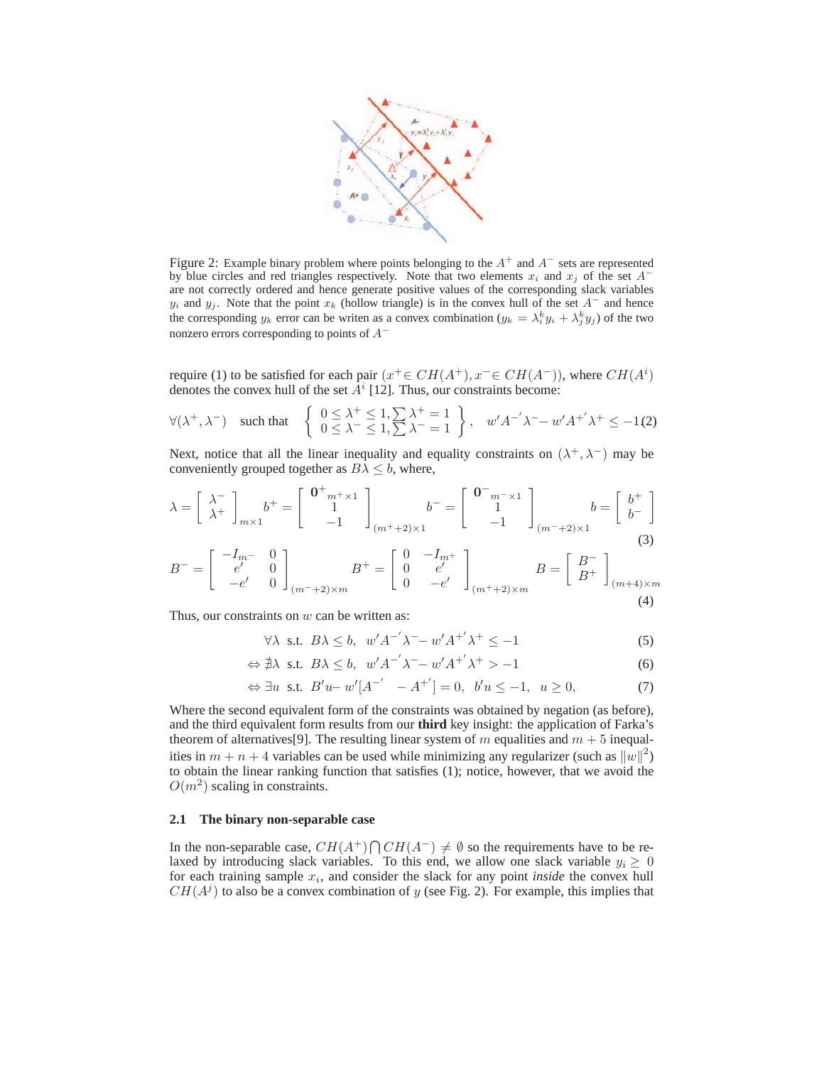Figure 2: Example binary problem where points belonging to the $A^+$ and $A^-$ sets are represented by blue circles and red triangles respectively. Note that two elements $x_i$ and $x_j$ of the set $A^-$ are not correctly ordered and hence generate positive values of the corresponding slack variables $y_i$ and $y_j$. Note that the point $x_k$ (hollow triangle) is in the convex hull of the set $A^-$ and hence the corresponding $y_k$ error can be writen as a convex combination ($y_k = \lambda_i^k y_i + \lambda_j^k y_j$) of the two nonzero errors corresponding to points of $A^-$

require (1) to be satisfied for each pair ($x^+ \in CH(A^+), x^- \in CH(A^-)$), where $CH(A^i)$ denotes the convex hull of the set $A^i$ [12]. Thus, our constraints become:

$$\forall(\lambda^+, \lambda^-) \quad \text{such that} \quad \left\{ \begin{array}{l} 0 \leq \lambda^+ \leq 1, \sum \lambda^+ = 1 \\ 0 \leq \lambda^- \leq 1, \sum \lambda^- = 1 \end{array} \right\}, \quad w' A^{-'} \lambda^- - w' A^{+'} \lambda^+ \leq -1 \tag{2}$$

Next, notice that all the linear inequality and equality constraints on $(\lambda^+, \lambda^-)$ may be conveniently grouped together as $B\lambda \leq b$, where,

$$\lambda = \begin{bmatrix} \lambda^- \\ \lambda^+ \end{bmatrix}_{m\times 1} \quad b^+ = \begin{bmatrix} \mathbf{0}^+{}_{m^+\times 1} \\ 1 \\ -1 \end{bmatrix}_{(m^+ + 2)\times 1} \quad b^- = \begin{bmatrix} \mathbf{0}^-{}_{m^-\times 1} \\ 1 \\ -1 \end{bmatrix}_{(m^- + 2)\times 1} \quad b = \begin{bmatrix} b^+ \\ b^- \end{bmatrix} \tag{3}$$

$$B^- = \begin{bmatrix} -I_{m^-} & 0 \\ e' & 0 \\ -e' & 0 \end{bmatrix}_{(m^- + 2)\times m} \quad B^+ = \begin{bmatrix} 0 & -I_{m^+} \\ 0 & e' \\ 0 & -e' \end{bmatrix}_{(m^+ + 2)\times m} \quad B = \begin{bmatrix} B^- \\ B^+ \end{bmatrix}_{(m+4)\times m} \tag{4}$$

Thus, our constraints on $w$ can be written as:

$$\forall \lambda \text{ s.t. } B\lambda \leq b, \;\; w' A^{-'} \lambda^- - w' A^{+'} \lambda^+ \leq -1 \tag{5}$$

$$\Leftrightarrow \nexists \lambda \text{ s.t. } B\lambda \leq b, \;\; w' A^{-'} \lambda^- - w' A^{+'} \lambda^+ > -1 \tag{6}$$

$$\Leftrightarrow \exists u \text{ s.t. } B' u - w' [A^{-'} \;\; - A^{+'}] = 0, \;\; b' u \leq -1, \;\; u \geq 0, \tag{7}$$

Where the second equivalent form of the constraints was obtained by negation (as before), and the third equivalent form results from our **third** key insight: the application of Farka's theorem of alternatives[9]. The resulting linear system of $m$ equalities and $m + 5$ inequalities in $m + n + 4$ variables can be used while minimizing any regularizer (such as $\|w\|^2$) to obtain the linear ranking function that satisfies (1); notice, however, that we avoid the $O(m^2)$ scaling in constraints.

### 2.1 The binary non-separable case

In the non-separable case, $CH(A^+) \bigcap CH(A^-) \neq \emptyset$ so the requirements have to be relaxed by introducing slack variables. To this end, we allow one slack variable $y_i \geq 0$ for each training sample $x_i$, and consider the slack for any point *inside* the convex hull $CH(A^j)$ to also be a convex combination of $y$ (see Fig. 2). For example, this implies that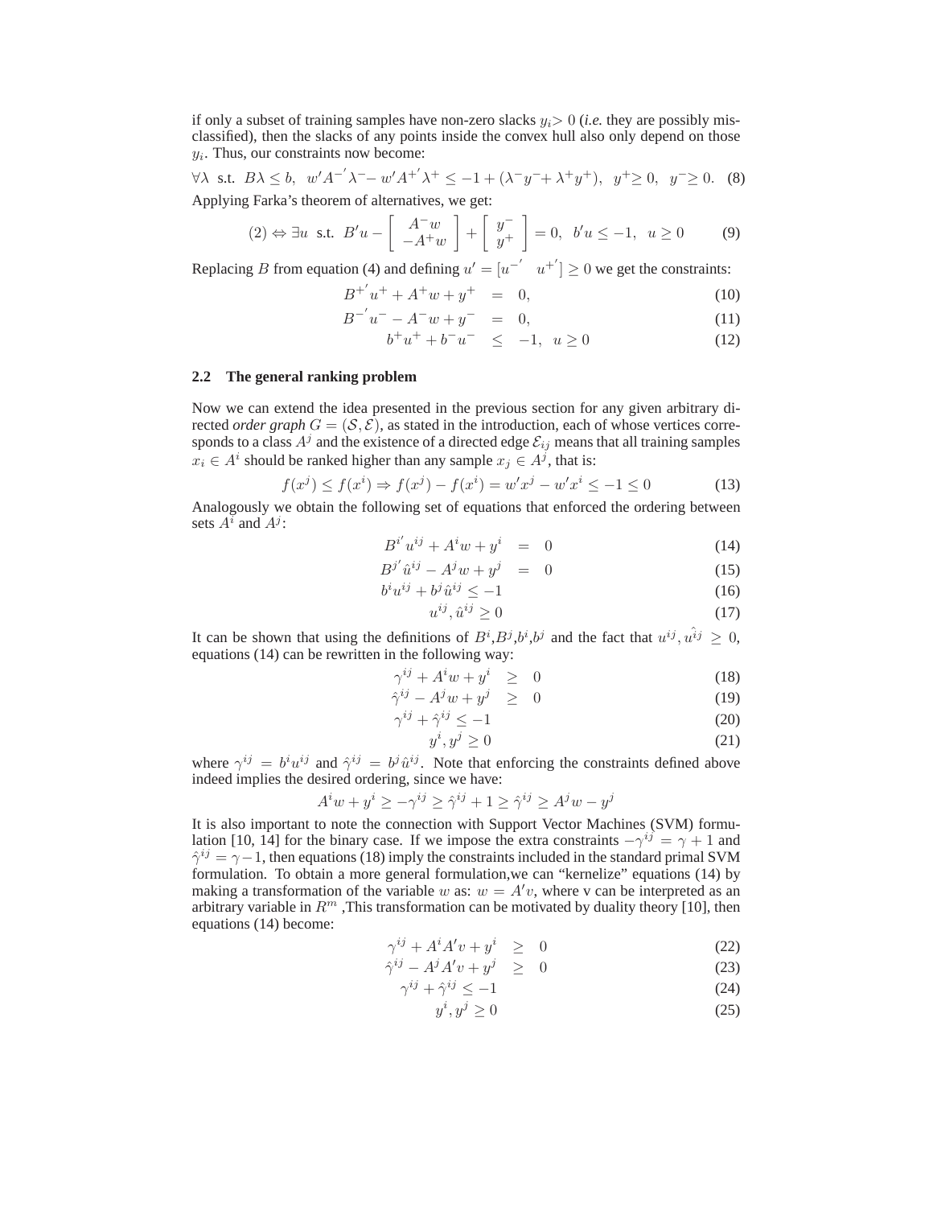if only a subset of training samples have non-zero slacks $y_i > 0$ (*i.e.* they are possibly misclassified), then the slacks of any points inside the convex hull also only depend on those $y_i$. Thus, our constraints now become:

$$\forall \lambda \text{ s.t. } B\lambda \leq b, \;\; w'A^{-'}\lambda^{-} - w'A^{+'}\lambda^{+} \leq -1 + (\lambda^{-}y^{-} + \lambda^{+}y^{+}), \;\; y^{+} \geq 0, \;\; y^{-} \geq 0. \quad (8)$$

Applying Farka's theorem of alternatives, we get:

$$(2) \Leftrightarrow \exists u \text{ s.t. } B'u - \begin{bmatrix} A^{-}w \\ -A^{+}w \end{bmatrix} + \begin{bmatrix} y^{-} \\ y^{+} \end{bmatrix} = 0, \;\; b'u \leq -1, \;\; u \geq 0 \quad (9)$$

Replacing $B$ from equation (4) and defining $u' = [u^{-'} \;\; u^{+'}] \geq 0$ we get the constraints:

$$B^{+'}u^{+} + A^{+}w + y^{+} = 0, \quad (10)$$

$$B^{-'}u^{-} - A^{-}w + y^{-} = 0, \quad (11)$$

$$b^{+}u^{+} + b^{-}u^{-} \leq -1, \;\; u \geq 0 \quad (12)$$

### 2.2 The general ranking problem

Now we can extend the idea presented in the previous section for any given arbitrary directed *order graph* $G = (\mathcal{S}, \mathcal{E})$, as stated in the introduction, each of whose vertices corresponds to a class $A^j$ and the existence of a directed edge $\mathcal{E}_{ij}$ means that all training samples $x_i \in A^i$ should be ranked higher than any sample $x_j \in A^j$, that is:

$$f(x^j) \leq f(x^i) \Rightarrow f(x^j) - f(x^i) = w'x^j - w'x^i \leq -1 \leq 0 \quad (13)$$

Analogously we obtain the following set of equations that enforced the ordering between sets $A^i$ and $A^j$:

$$B^{i'}u^{ij} + A^{i}w + y^{i} = 0 \quad (14)$$

$$B^{j'}\hat{u}^{ij} - A^{j}w + y^{j} = 0 \quad (15)$$

$$b^{i}u^{ij} + b^{j}\hat{u}^{ij} \leq -1 \quad (16)$$

$$u^{ij}, \hat{u}^{ij} \geq 0 \quad (17)$$

It can be shown that using the definitions of $B^i$,$B^j$,$b^i$,$b^j$ and the fact that $u^{ij}, \hat{u^{ij}} \geq 0$, equations (14) can be rewritten in the following way:

$$\gamma^{ij} + A^{i}w + y^{i} \geq 0 \quad (18)$$

$$\hat{\gamma}^{ij} - A^{j}w + y^{j} \geq 0 \quad (19)$$

$$\gamma^{ij} + \hat{\gamma}^{ij} \leq -1 \quad (20)$$

$$y^{i}, y^{j} \geq 0 \quad (21)$$

where $\gamma^{ij} = b^{i}u^{ij}$ and $\hat{\gamma}^{ij} = b^{j}\hat{u}^{ij}$. Note that enforcing the constraints defined above indeed implies the desired ordering, since we have:

$$A^{i}w + y^{i} \geq -\gamma^{ij} \geq \hat{\gamma}^{ij} + 1 \geq \hat{\gamma}^{ij} \geq A^{j}w - y^{j}$$

It is also important to note the connection with Support Vector Machines (SVM) formulation [10, 14] for the binary case. If we impose the extra constraints $-\gamma^{ij} = \gamma + 1$ and $\hat{\gamma}^{ij} = \gamma - 1$, then equations (18) imply the constraints included in the standard primal SVM formulation. To obtain a more general formulation,we can "kernelize" equations (14) by making a transformation of the variable $w$ as: $w = A'v$, where v can be interpreted as an arbitrary variable in $R^m$ ,This transformation can be motivated by duality theory [10], then equations (14) become:

$$\gamma^{ij} + A^{i}A'v + y^{i} \geq 0 \quad (22)$$

$$\hat{\gamma}^{ij} - A^{j}A'v + y^{j} \geq 0 \quad (23)$$

$$\gamma^{ij} + \hat{\gamma}^{ij} \leq -1 \quad (24)$$

$$y^{i}, y^{j} \geq 0 \quad (25)$$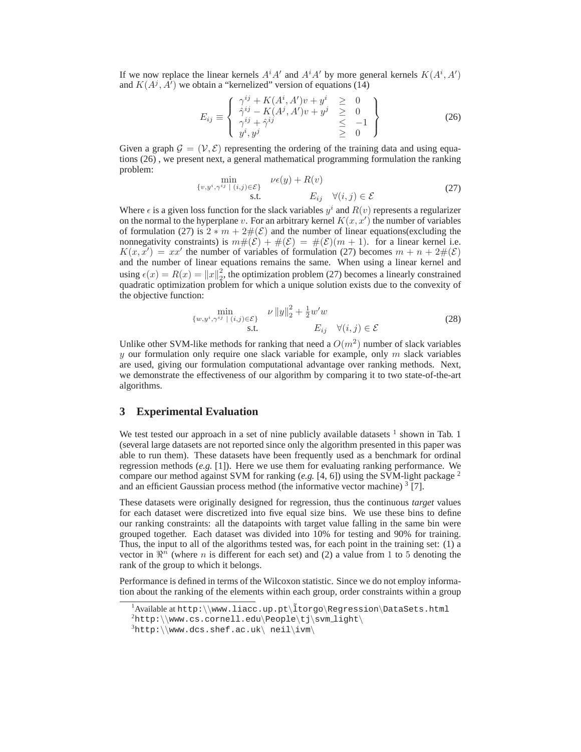If we now replace the linear kernels $A^iA'$ and $A^iA'$ by more general kernels $K(A^i, A')$ and $K(A^j, A')$ we obtain a "kernelized" version of equations (14)

$$E_{ij} \equiv \left\{ \begin{array}{lcl} \gamma^{ij} + K(A^i, A')v + y^i & \geq & 0 \\ \hat{\gamma}^{ij} - K(A^j, A')v + y^j & \geq & 0 \\ \gamma^{ij} + \hat{\gamma}^{ij} & \leq & -1 \\ y^i, y^j & \geq & 0 \end{array} \right\} \tag{26}$$

Given a graph $\mathcal{G} = (\mathcal{V}, \mathcal{E})$ representing the ordering of the training data and using equations (26) , we present next, a general mathematical programming formulation the ranking problem:

$$\begin{array}{cl} \min\limits_{\{v, y^i, \gamma^{ij} \mid (i,j) \in \mathcal{E}\}} & \nu \epsilon(y) + R(v) \\ \text{s.t.} & E_{ij} \quad \forall (i,j) \in \mathcal{E} \end{array} \tag{27}$$

Where $\epsilon$ is a given loss function for the slack variables $y^i$ and $R(v)$ represents a regularizer on the normal to the hyperplane $v$. For an arbitrary kernel $K(x, x')$ the number of variables of formulation (27) is $2 * m + 2\#(\mathcal{E})$ and the number of linear equations(excluding the nonnegativity constraints) is $m\#(\mathcal{E}) + \#(\mathcal{E}) = \#(\mathcal{E})(m + 1)$. for a linear kernel i.e. $K(x, x') = xx'$ the number of variables of formulation (27) becomes $m + n + 2\#(\mathcal{E})$ and the number of linear equations remains the same. When using a linear kernel and using $\epsilon(x) = R(x) = \|x\|_2^2$, the optimization problem (27) becomes a linearly constrained quadratic optimization problem for which a unique solution exists due to the convexity of the objective function:

$$\begin{array}{cl} \min\limits_{\{w, y^i, \gamma^{ij} \mid (i,j) \in \mathcal{E}\}} & \nu \|y\|_2^2 + \frac{1}{2} w'w \\ \text{s.t.} & E_{ij} \quad \forall (i,j) \in \mathcal{E} \end{array} \tag{28}$$

Unlike other SVM-like methods for ranking that need a $O(m^2)$ number of slack variables $y$ our formulation only require one slack variable for example, only $m$ slack variables are used, giving our formulation computational advantage over ranking methods. Next, we demonstrate the effectiveness of our algorithm by comparing it to two state-of-the-art algorithms.

## 3 Experimental Evaluation

We test tested our approach in a set of nine publicly available datasets [1] shown in Tab. 1 (several large datasets are not reported since only the algorithm presented in this paper was able to run them). These datasets have been frequently used as a benchmark for ordinal regression methods (*e.g.* [1]). Here we use them for evaluating ranking performance. We compare our method against SVM for ranking (*e.g.* [4, 6]) using the SVM-light package [2] and an efficient Gaussian process method (the informative vector machine) [3] [7].

These datasets were originally designed for regression, thus the continuous *target* values for each dataset were discretized into five equal size bins. We use these bins to define our ranking constraints: all the datapoints with target value falling in the same bin were grouped together. Each dataset was divided into 10% for testing and 90% for training. Thus, the input to all of the algorithms tested was, for each point in the training set: (1) a vector in $\Re^n$ (where $n$ is different for each set) and (2) a value from 1 to 5 denoting the rank of the group to which it belongs.

Performance is defined in terms of the Wilcoxon statistic. Since we do not employ information about the ranking of the elements within each group, order constraints within a group

---

[1] Available at http:\\www.liacc.up.pt\~ltorgo\Regression\DataSets.html

[2] http:\\www.cs.cornell.edu\People\tj\svm_light\

[3] http:\\www.dcs.shef.ac.uk\ neil\ivm\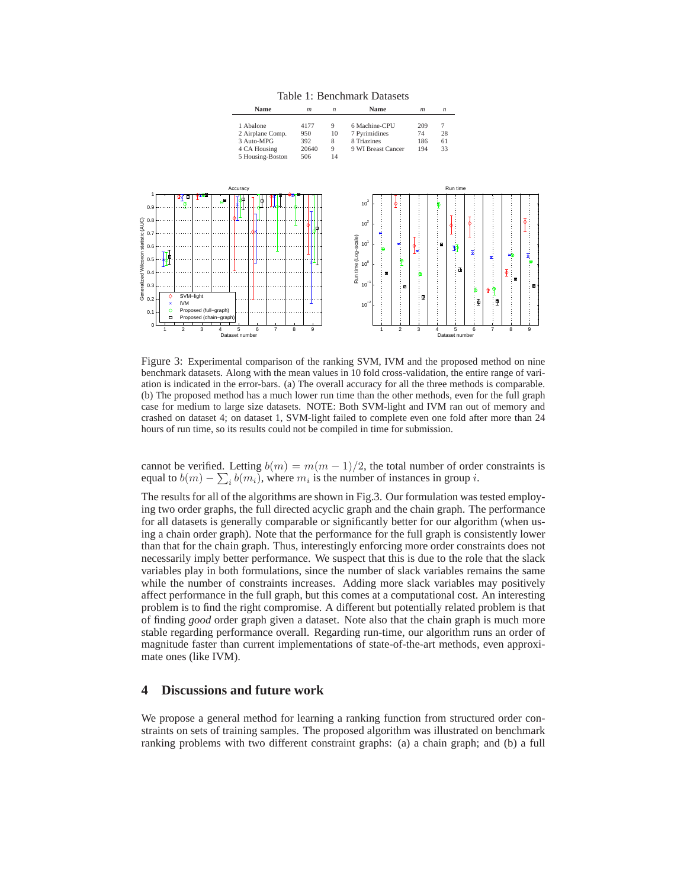Table 1: Benchmark Datasets

| Name | $m$ | $n$ | Name | $m$ | $n$ |
|---|---|---|---|---|---|
| 1 Abalone | 4177 | 9 | 6 Machine-CPU | 209 | 7 |
| 2 Airplane Comp. | 950 | 10 | 7 Pyrimidines | 74 | 28 |
| 3 Auto-MPG | 392 | 8 | 8 Triazines | 186 | 61 |
| 4 CA Housing | 20640 | 9 | 9 WI Breast Cancer | 194 | 33 |
| 5 Housing-Boston | 506 | 14 | | | |

Figure 3: Experimental comparison of the ranking SVM, IVM and the proposed method on nine benchmark datasets. Along with the mean values in 10 fold cross-validation, the entire range of variation is indicated in the error-bars. (a) The overall accuracy for all the three methods is comparable. (b) The proposed method has a much lower run time than the other methods, even for the full graph case for medium to large size datasets. NOTE: Both SVM-light and IVM ran out of memory and crashed on dataset 4; on dataset 1, SVM-light failed to complete even one fold after more than 24 hours of run time, so its results could not be compiled in time for submission.

cannot be verified. Letting $b(m) = m(m-1)/2$, the total number of order constraints is equal to $b(m) - \sum_i b(m_i)$, where $m_i$ is the number of instances in group $i$.

The results for all of the algorithms are shown in Fig.3. Our formulation was tested employing two order graphs, the full directed acyclic graph and the chain graph. The performance for all datasets is generally comparable or significantly better for our algorithm (when using a chain order graph). Note that the performance for the full graph is consistently lower than that for the chain graph. Thus, interestingly enforcing more order constraints does not necessarily imply better performance. We suspect that this is due to the role that the slack variables play in both formulations, since the number of slack variables remains the same while the number of constraints increases. Adding more slack variables may positively affect performance in the full graph, but this comes at a computational cost. An interesting problem is to find the right compromise. A different but potentially related problem is that of finding *good* order graph given a dataset. Note also that the chain graph is much more stable regarding performance overall. Regarding run-time, our algorithm runs an order of magnitude faster than current implementations of state-of-the-art methods, even approximate ones (like IVM).

## 4 Discussions and future work

We propose a general method for learning a ranking function from structured order constraints on sets of training samples. The proposed algorithm was illustrated on benchmark ranking problems with two different constraint graphs: (a) a chain graph; and (b) a full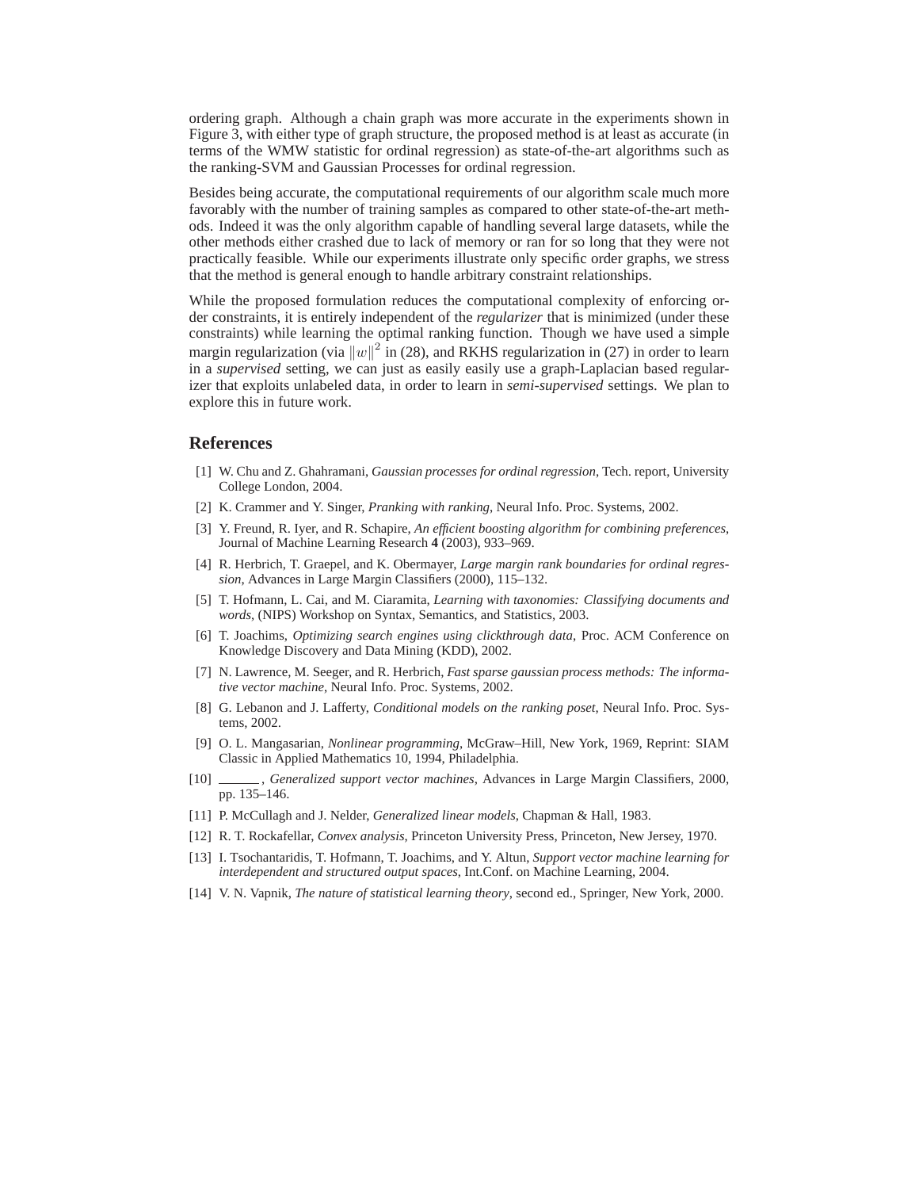ordering graph. Although a chain graph was more accurate in the experiments shown in Figure 3, with either type of graph structure, the proposed method is at least as accurate (in terms of the WMW statistic for ordinal regression) as state-of-the-art algorithms such as the ranking-SVM and Gaussian Processes for ordinal regression.

Besides being accurate, the computational requirements of our algorithm scale much more favorably with the number of training samples as compared to other state-of-the-art methods. Indeed it was the only algorithm capable of handling several large datasets, while the other methods either crashed due to lack of memory or ran for so long that they were not practically feasible. While our experiments illustrate only specific order graphs, we stress that the method is general enough to handle arbitrary constraint relationships.

While the proposed formulation reduces the computational complexity of enforcing order constraints, it is entirely independent of the *regularizer* that is minimized (under these constraints) while learning the optimal ranking function. Though we have used a simple margin regularization (via $\|w\|^2$ in (28), and RKHS regularization in (27) in order to learn in a *supervised* setting, we can just as easily easily use a graph-Laplacian based regularizer that exploits unlabeled data, in order to learn in *semi-supervised* settings. We plan to explore this in future work.

## References

[1] W. Chu and Z. Ghahramani, *Gaussian processes for ordinal regression*, Tech. report, University College London, 2004.

[2] K. Crammer and Y. Singer, *Pranking with ranking*, Neural Info. Proc. Systems, 2002.

[3] Y. Freund, R. Iyer, and R. Schapire, *An efficient boosting algorithm for combining preferences*, Journal of Machine Learning Research **4** (2003), 933–969.

[4] R. Herbrich, T. Graepel, and K. Obermayer, *Large margin rank boundaries for ordinal regression*, Advances in Large Margin Classifiers (2000), 115–132.

[5] T. Hofmann, L. Cai, and M. Ciaramita, *Learning with taxonomies: Classifying documents and words*, (NIPS) Workshop on Syntax, Semantics, and Statistics, 2003.

[6] T. Joachims, *Optimizing search engines using clickthrough data*, Proc. ACM Conference on Knowledge Discovery and Data Mining (KDD), 2002.

[7] N. Lawrence, M. Seeger, and R. Herbrich, *Fast sparse gaussian process methods: The informative vector machine*, Neural Info. Proc. Systems, 2002.

[8] G. Lebanon and J. Lafferty, *Conditional models on the ranking poset*, Neural Info. Proc. Systems, 2002.

[9] O. L. Mangasarian, *Nonlinear programming*, McGraw–Hill, New York, 1969, Reprint: SIAM Classic in Applied Mathematics 10, 1994, Philadelphia.

[10] ______, *Generalized support vector machines*, Advances in Large Margin Classifiers, 2000, pp. 135–146.

[11] P. McCullagh and J. Nelder, *Generalized linear models*, Chapman & Hall, 1983.

[12] R. T. Rockafellar, *Convex analysis*, Princeton University Press, Princeton, New Jersey, 1970.

[13] I. Tsochantaridis, T. Hofmann, T. Joachims, and Y. Altun, *Support vector machine learning for interdependent and structured output spaces*, Int.Conf. on Machine Learning, 2004.

[14] V. N. Vapnik, *The nature of statistical learning theory*, second ed., Springer, New York, 2000.